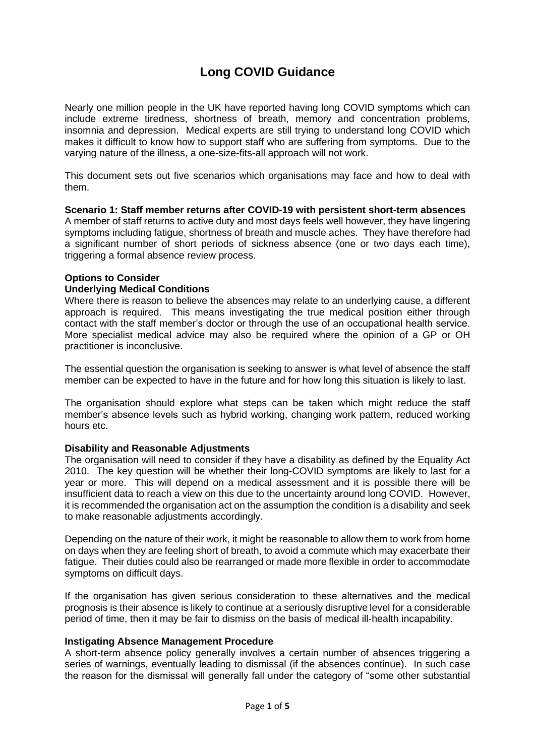# Long COVID Guidance

Nearly one million people in the UK have reported having long COVID symptoms which can include extreme tiredness, shortness of breath, memory and concentration problems, insomnia and depression. Medical experts are still trying to understand long COVID which makes it difficult to know how to support staff who are suffering from symptoms. Due to the varying nature of the illness, a one-size-fits-all approach will not work.

This document sets out five scenarios which organisations may face and how to deal with them.

**Scenario 1: Staff member returns after COVID-19 with persistent short-term absences**

A member of staff returns to active duty and most days feels well however, they have lingering symptoms including fatigue, shortness of breath and muscle aches. They have therefore had a significant number of short periods of sickness absence (one or two days each time), triggering a formal absence review process.

**Options to Consider**

**Underlying Medical Conditions**

Where there is reason to believe the absences may relate to an underlying cause, a different approach is required. This means investigating the true medical position either through contact with the staff member's doctor or through the use of an occupational health service. More specialist medical advice may also be required where the opinion of a GP or OH practitioner is inconclusive.

The essential question the organisation is seeking to answer is what level of absence the staff member can be expected to have in the future and for how long this situation is likely to last.

The organisation should explore what steps can be taken which might reduce the staff member's absence levels such as hybrid working, changing work pattern, reduced working hours etc.

**Disability and Reasonable Adjustments**

The organisation will need to consider if they have a disability as defined by the Equality Act 2010. The key question will be whether their long-COVID symptoms are likely to last for a year or more. This will depend on a medical assessment and it is possible there will be insufficient data to reach a view on this due to the uncertainty around long COVID. However, it is recommended the organisation act on the assumption the condition is a disability and seek to make reasonable adjustments accordingly.

Depending on the nature of their work, it might be reasonable to allow them to work from home on days when they are feeling short of breath, to avoid a commute which may exacerbate their fatigue. Their duties could also be rearranged or made more flexible in order to accommodate symptoms on difficult days.

If the organisation has given serious consideration to these alternatives and the medical prognosis is their absence is likely to continue at a seriously disruptive level for a considerable period of time, then it may be fair to dismiss on the basis of medical ill-health incapability.

**Instigating Absence Management Procedure**

A short-term absence policy generally involves a certain number of absences triggering a series of warnings, eventually leading to dismissal (if the absences continue). In such case the reason for the dismissal will generally fall under the category of "some other substantial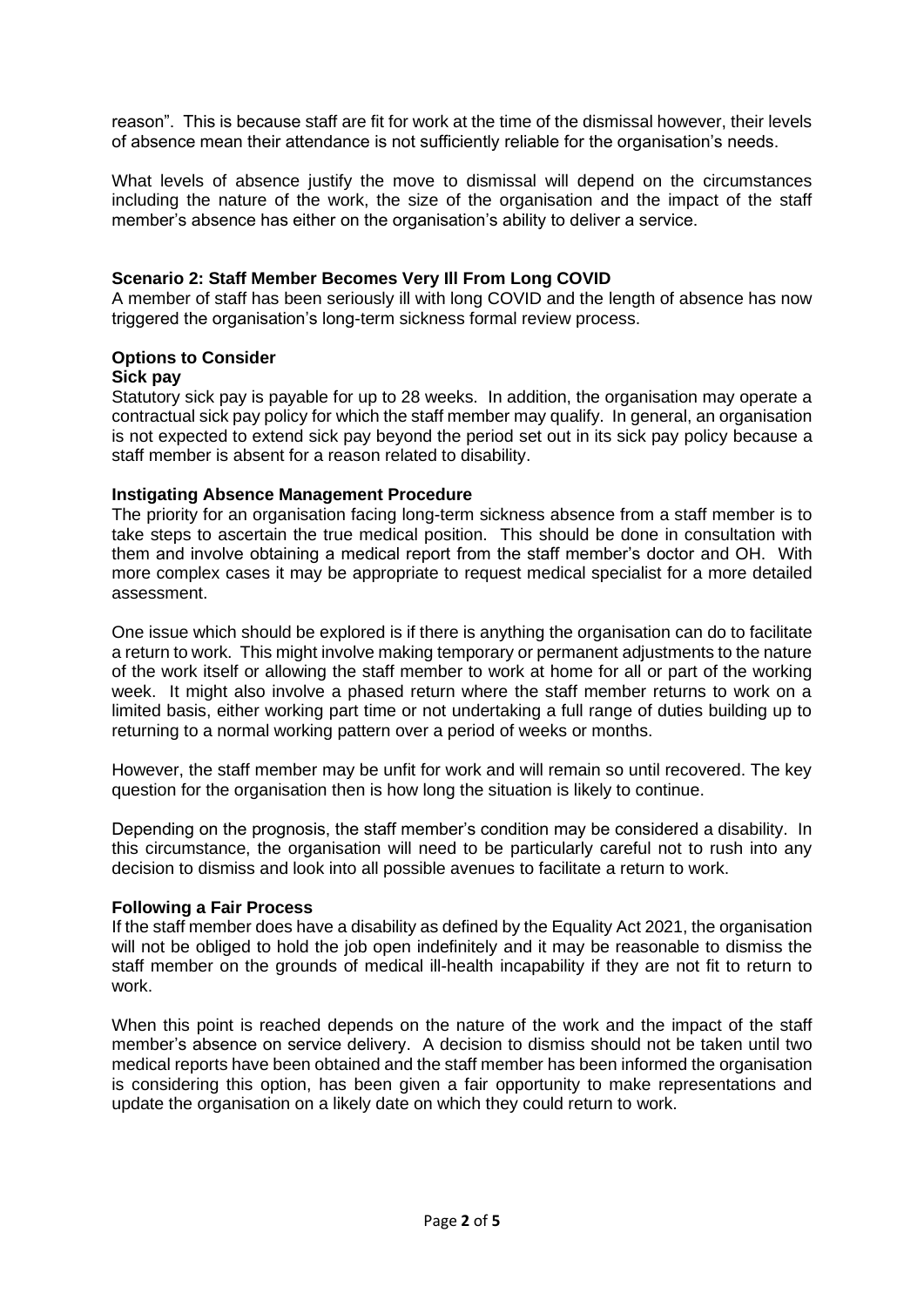reason". This is because staff are fit for work at the time of the dismissal however, their levels of absence mean their attendance is not sufficiently reliable for the organisation's needs.

What levels of absence justify the move to dismissal will depend on the circumstances including the nature of the work, the size of the organisation and the impact of the staff member's absence has either on the organisation's ability to deliver a service.

### Scenario 2: Staff Member Becomes Very Ill From Long COVID

A member of staff has been seriously ill with long COVID and the length of absence has now triggered the organisation's long-term sickness formal review process.

### Options to Consider

#### Sick pay

Statutory sick pay is payable for up to 28 weeks. In addition, the organisation may operate a contractual sick pay policy for which the staff member may qualify. In general, an organisation is not expected to extend sick pay beyond the period set out in its sick pay policy because a staff member is absent for a reason related to disability.

#### Instigating Absence Management Procedure

The priority for an organisation facing long-term sickness absence from a staff member is to take steps to ascertain the true medical position. This should be done in consultation with them and involve obtaining a medical report from the staff member's doctor and OH. With more complex cases it may be appropriate to request medical specialist for a more detailed assessment.

One issue which should be explored is if there is anything the organisation can do to facilitate a return to work. This might involve making temporary or permanent adjustments to the nature of the work itself or allowing the staff member to work at home for all or part of the working week. It might also involve a phased return where the staff member returns to work on a limited basis, either working part time or not undertaking a full range of duties building up to returning to a normal working pattern over a period of weeks or months.

However, the staff member may be unfit for work and will remain so until recovered. The key question for the organisation then is how long the situation is likely to continue.

Depending on the prognosis, the staff member's condition may be considered a disability. In this circumstance, the organisation will need to be particularly careful not to rush into any decision to dismiss and look into all possible avenues to facilitate a return to work.

#### Following a Fair Process

If the staff member does have a disability as defined by the Equality Act 2021, the organisation will not be obliged to hold the job open indefinitely and it may be reasonable to dismiss the staff member on the grounds of medical ill-health incapability if they are not fit to return to work.

When this point is reached depends on the nature of the work and the impact of the staff member's absence on service delivery. A decision to dismiss should not be taken until two medical reports have been obtained and the staff member has been informed the organisation is considering this option, has been given a fair opportunity to make representations and update the organisation on a likely date on which they could return to work.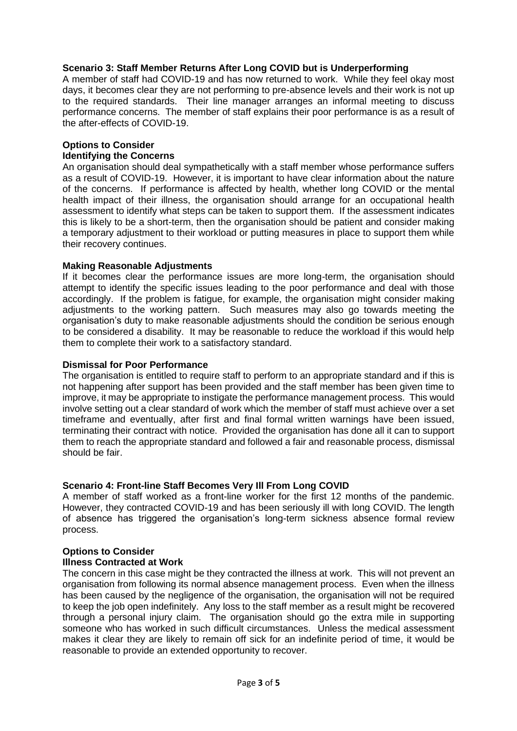### Scenario 3: Staff Member Returns After Long COVID but is Underperforming

A member of staff had COVID-19 and has now returned to work. While they feel okay most days, it becomes clear they are not performing to pre-absence levels and their work is not up to the required standards. Their line manager arranges an informal meeting to discuss performance concerns. The member of staff explains their poor performance is as a result of the after-effects of COVID-19.

#### Options to Consider

**Identifying the Concerns**

An organisation should deal sympathetically with a staff member whose performance suffers as a result of COVID-19. However, it is important to have clear information about the nature of the concerns. If performance is affected by health, whether long COVID or the mental health impact of their illness, the organisation should arrange for an occupational health assessment to identify what steps can be taken to support them. If the assessment indicates this is likely to be a short-term, then the organisation should be patient and consider making a temporary adjustment to their workload or putting measures in place to support them while their recovery continues.

**Making Reasonable Adjustments**

If it becomes clear the performance issues are more long-term, the organisation should attempt to identify the specific issues leading to the poor performance and deal with those accordingly. If the problem is fatigue, for example, the organisation might consider making adjustments to the working pattern. Such measures may also go towards meeting the organisation's duty to make reasonable adjustments should the condition be serious enough to be considered a disability. It may be reasonable to reduce the workload if this would help them to complete their work to a satisfactory standard.

**Dismissal for Poor Performance**

The organisation is entitled to require staff to perform to an appropriate standard and if this is not happening after support has been provided and the staff member has been given time to improve, it may be appropriate to instigate the performance management process. This would involve setting out a clear standard of work which the member of staff must achieve over a set timeframe and eventually, after first and final formal written warnings have been issued, terminating their contract with notice. Provided the organisation has done all it can to support them to reach the appropriate standard and followed a fair and reasonable process, dismissal should be fair.

### Scenario 4: Front-line Staff Becomes Very Ill From Long COVID

A member of staff worked as a front-line worker for the first 12 months of the pandemic. However, they contracted COVID-19 and has been seriously ill with long COVID. The length of absence has triggered the organisation's long-term sickness absence formal review process.

#### Options to Consider

**Illness Contracted at Work**

The concern in this case might be they contracted the illness at work. This will not prevent an organisation from following its normal absence management process. Even when the illness has been caused by the negligence of the organisation, the organisation will not be required to keep the job open indefinitely. Any loss to the staff member as a result might be recovered through a personal injury claim. The organisation should go the extra mile in supporting someone who has worked in such difficult circumstances. Unless the medical assessment makes it clear they are likely to remain off sick for an indefinite period of time, it would be reasonable to provide an extended opportunity to recover.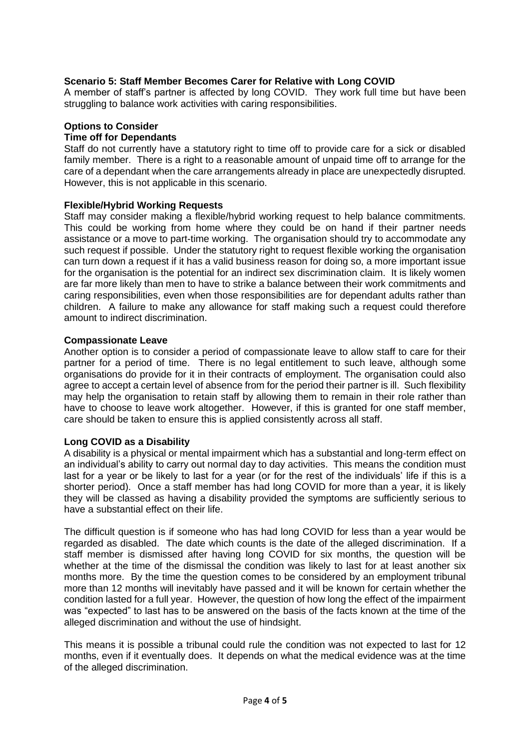### Scenario 5: Staff Member Becomes Carer for Relative with Long COVID

A member of staff's partner is affected by long COVID. They work full time but have been struggling to balance work activities with caring responsibilities.

### Options to Consider

#### Time off for Dependants

Staff do not currently have a statutory right to time off to provide care for a sick or disabled family member. There is a right to a reasonable amount of unpaid time off to arrange for the care of a dependant when the care arrangements already in place are unexpectedly disrupted. However, this is not applicable in this scenario.

#### Flexible/Hybrid Working Requests

Staff may consider making a flexible/hybrid working request to help balance commitments. This could be working from home where they could be on hand if their partner needs assistance or a move to part-time working. The organisation should try to accommodate any such request if possible. Under the statutory right to request flexible working the organisation can turn down a request if it has a valid business reason for doing so, a more important issue for the organisation is the potential for an indirect sex discrimination claim. It is likely women are far more likely than men to have to strike a balance between their work commitments and caring responsibilities, even when those responsibilities are for dependant adults rather than children. A failure to make any allowance for staff making such a request could therefore amount to indirect discrimination.

#### Compassionate Leave

Another option is to consider a period of compassionate leave to allow staff to care for their partner for a period of time. There is no legal entitlement to such leave, although some organisations do provide for it in their contracts of employment. The organisation could also agree to accept a certain level of absence from for the period their partner is ill. Such flexibility may help the organisation to retain staff by allowing them to remain in their role rather than have to choose to leave work altogether. However, if this is granted for one staff member, care should be taken to ensure this is applied consistently across all staff.

#### Long COVID as a Disability

A disability is a physical or mental impairment which has a substantial and long-term effect on an individual's ability to carry out normal day to day activities. This means the condition must last for a year or be likely to last for a year (or for the rest of the individuals' life if this is a shorter period). Once a staff member has had long COVID for more than a year, it is likely they will be classed as having a disability provided the symptoms are sufficiently serious to have a substantial effect on their life.

The difficult question is if someone who has had long COVID for less than a year would be regarded as disabled. The date which counts is the date of the alleged discrimination. If a staff member is dismissed after having long COVID for six months, the question will be whether at the time of the dismissal the condition was likely to last for at least another six months more. By the time the question comes to be considered by an employment tribunal more than 12 months will inevitably have passed and it will be known for certain whether the condition lasted for a full year. However, the question of how long the effect of the impairment was "expected" to last has to be answered on the basis of the facts known at the time of the alleged discrimination and without the use of hindsight.

This means it is possible a tribunal could rule the condition was not expected to last for 12 months, even if it eventually does. It depends on what the medical evidence was at the time of the alleged discrimination.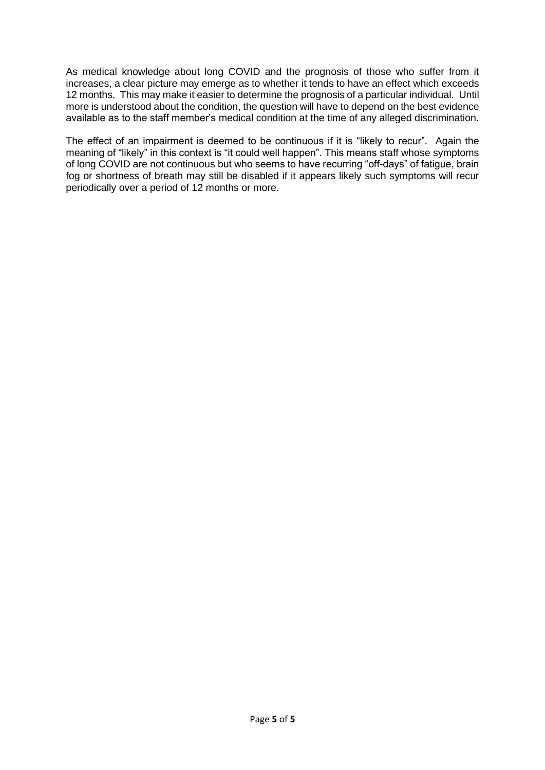As medical knowledge about long COVID and the prognosis of those who suffer from it increases, a clear picture may emerge as to whether it tends to have an effect which exceeds 12 months. This may make it easier to determine the prognosis of a particular individual. Until more is understood about the condition, the question will have to depend on the best evidence available as to the staff member's medical condition at the time of any alleged discrimination.

The effect of an impairment is deemed to be continuous if it is "likely to recur". Again the meaning of "likely" in this context is "it could well happen". This means staff whose symptoms of long COVID are not continuous but who seems to have recurring "off-days" of fatigue, brain fog or shortness of breath may still be disabled if it appears likely such symptoms will recur periodically over a period of 12 months or more.